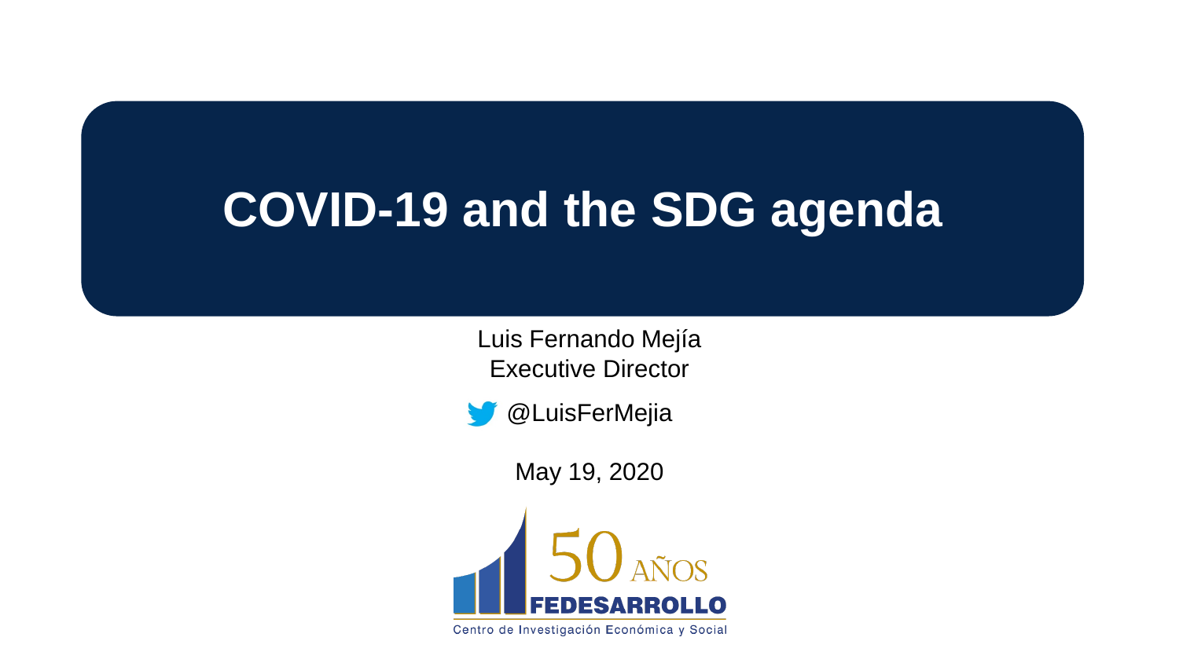# COVID-19 and the SDG agenda

Luis Fernando Mejía
Executive Director

@LuisFerMejia

May 19, 2020

50 AÑOS
FEDESARROLLO
Centro de Investigación Económica y Social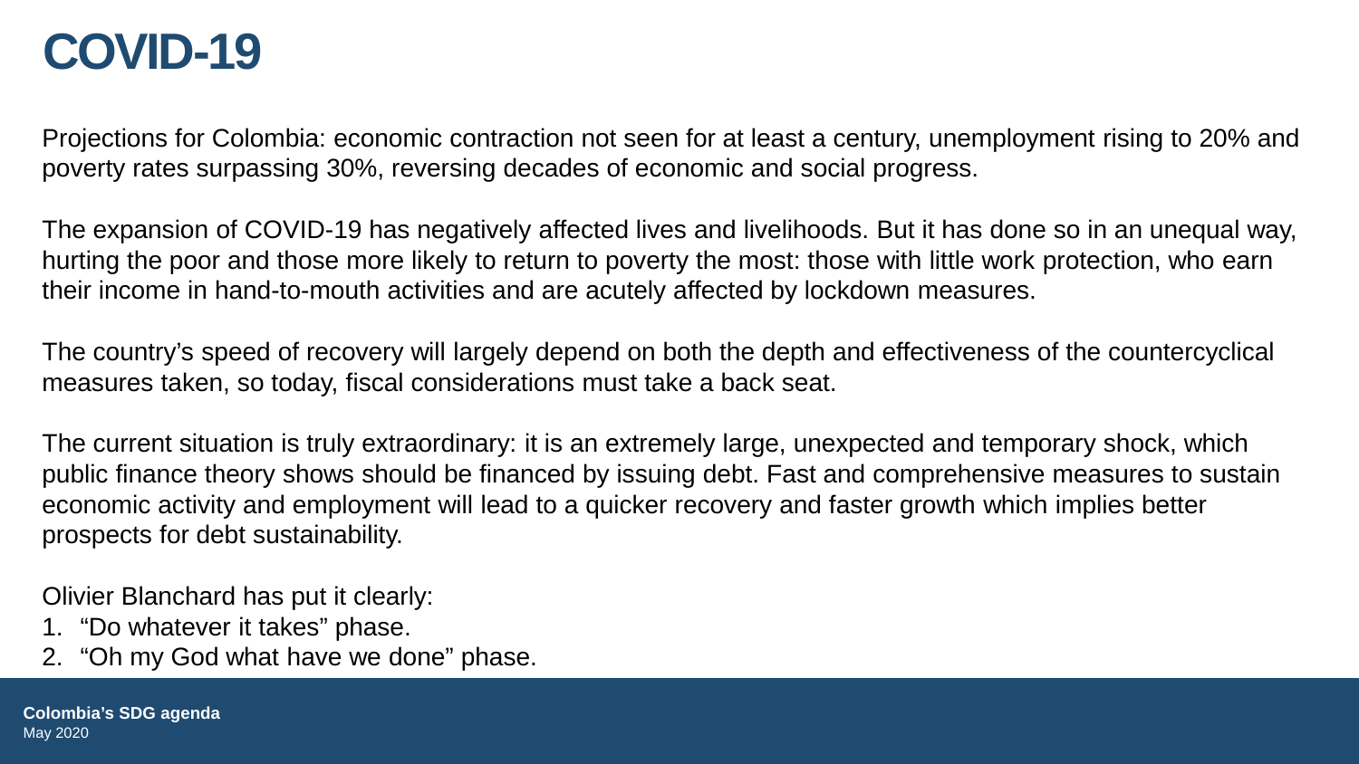# COVID-19

Projections for Colombia: economic contraction not seen for at least a century, unemployment rising to 20% and poverty rates surpassing 30%, reversing decades of economic and social progress.

The expansion of COVID-19 has negatively affected lives and livelihoods. But it has done so in an unequal way, hurting the poor and those more likely to return to poverty the most: those with little work protection, who earn their income in hand-to-mouth activities and are acutely affected by lockdown measures.

The country's speed of recovery will largely depend on both the depth and effectiveness of the countercyclical measures taken, so today, fiscal considerations must take a back seat.

The current situation is truly extraordinary: it is an extremely large, unexpected and temporary shock, which public finance theory shows should be financed by issuing debt. Fast and comprehensive measures to sustain economic activity and employment will lead to a quicker recovery and faster growth which implies better prospects for debt sustainability.

Olivier Blanchard has put it clearly:

1. "Do whatever it takes" phase.
2. "Oh my God what have we done" phase.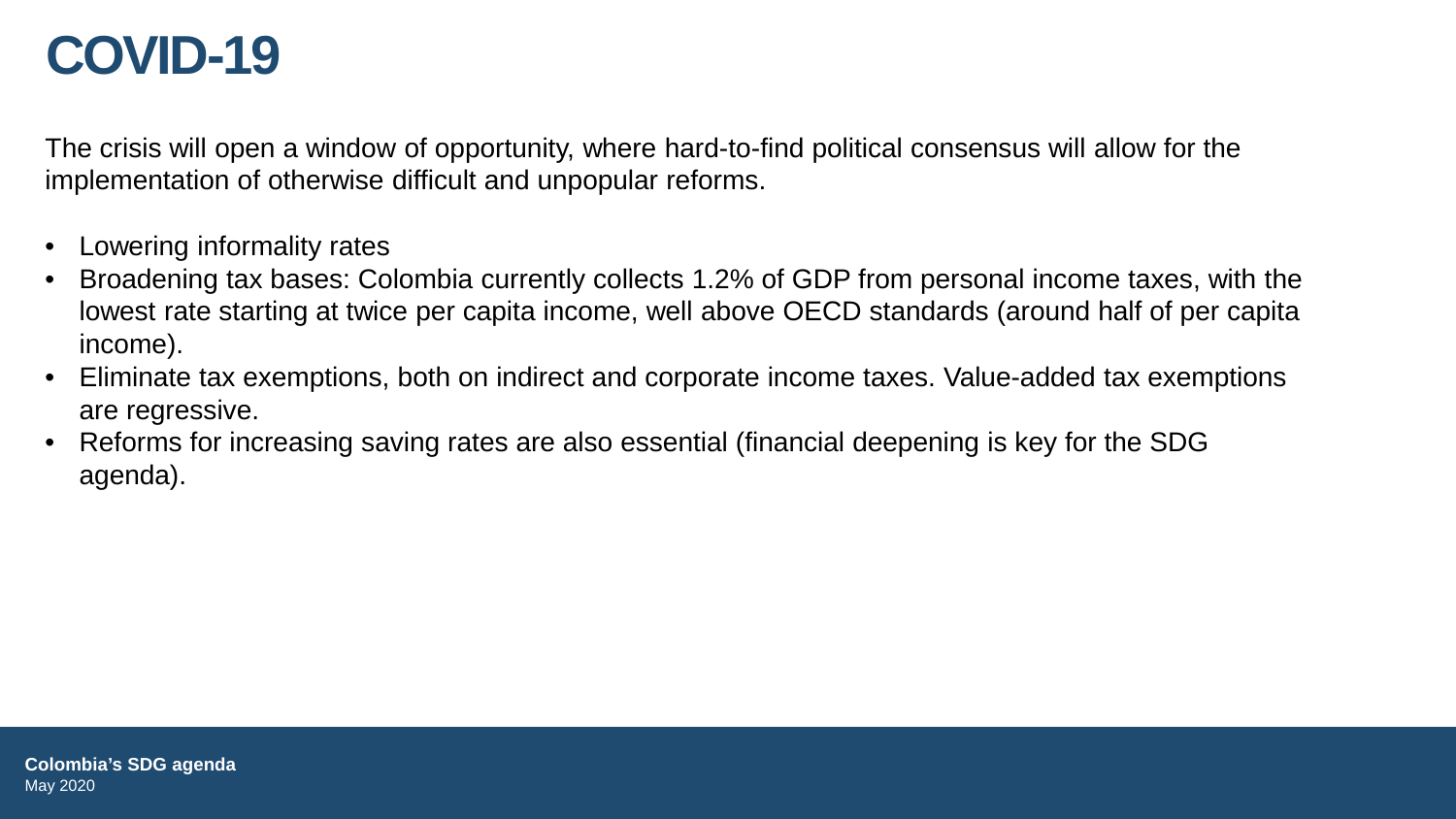# COVID-19

The crisis will open a window of opportunity, where hard-to-find political consensus will allow for the implementation of otherwise difficult and unpopular reforms.

- Lowering informality rates
- Broadening tax bases: Colombia currently collects 1.2% of GDP from personal income taxes, with the lowest rate starting at twice per capita income, well above OECD standards (around half of per capita income).
- Eliminate tax exemptions, both on indirect and corporate income taxes. Value-added tax exemptions are regressive.
- Reforms for increasing saving rates are also essential (financial deepening is key for the SDG agenda).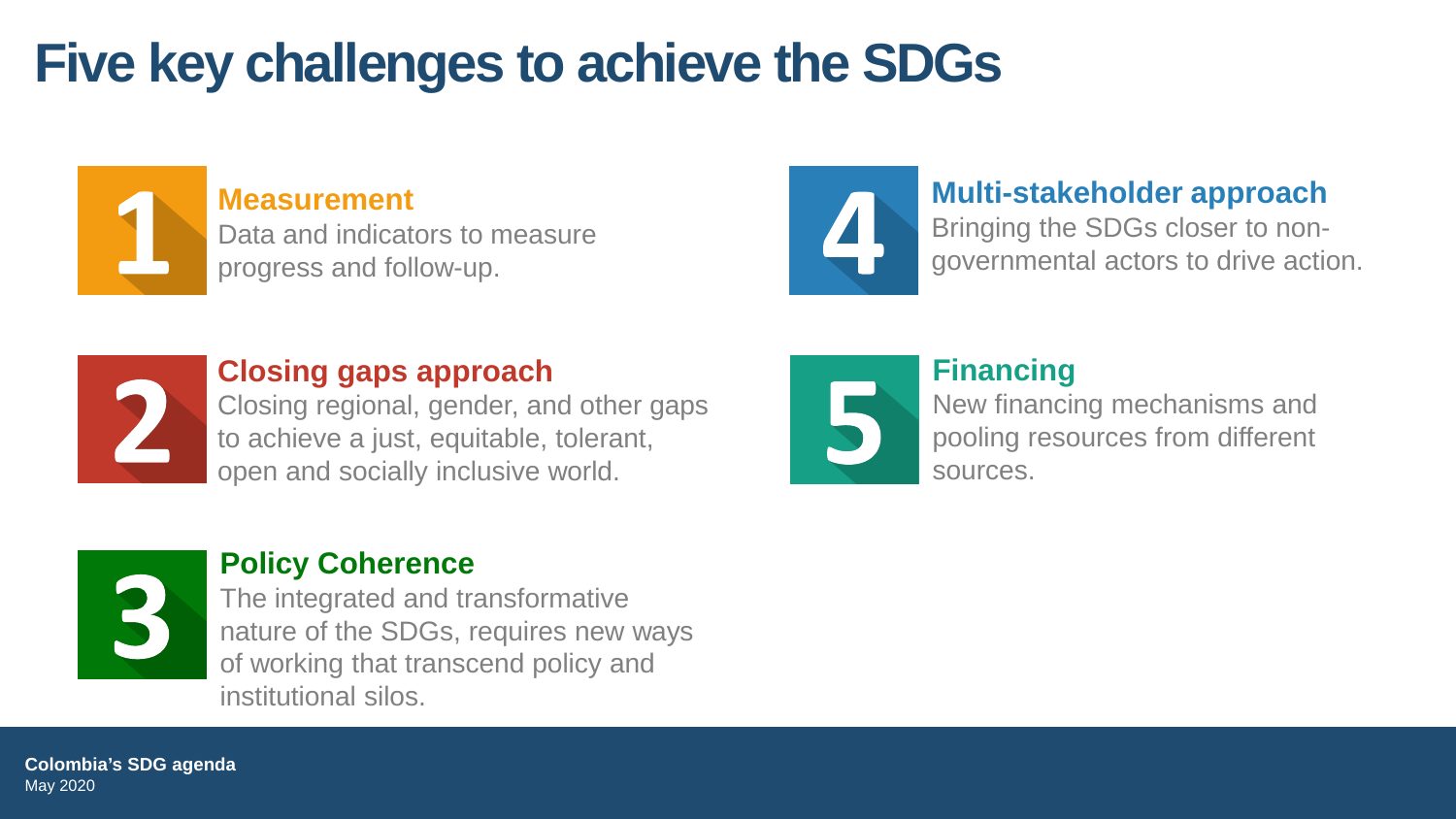# Five key challenges to achieve the SDGs

1. **Measurement**
   Data and indicators to measure progress and follow-up.

2. **Closing gaps approach**
   Closing regional, gender, and other gaps to achieve a just, equitable, tolerant, open and socially inclusive world.

3. **Policy Coherence**
   The integrated and transformative nature of the SDGs, requires new ways of working that transcend policy and institutional silos.

4. **Multi-stakeholder approach**
   Bringing the SDGs closer to non-governmental actors to drive action.

5. **Financing**
   New financing mechanisms and pooling resources from different sources.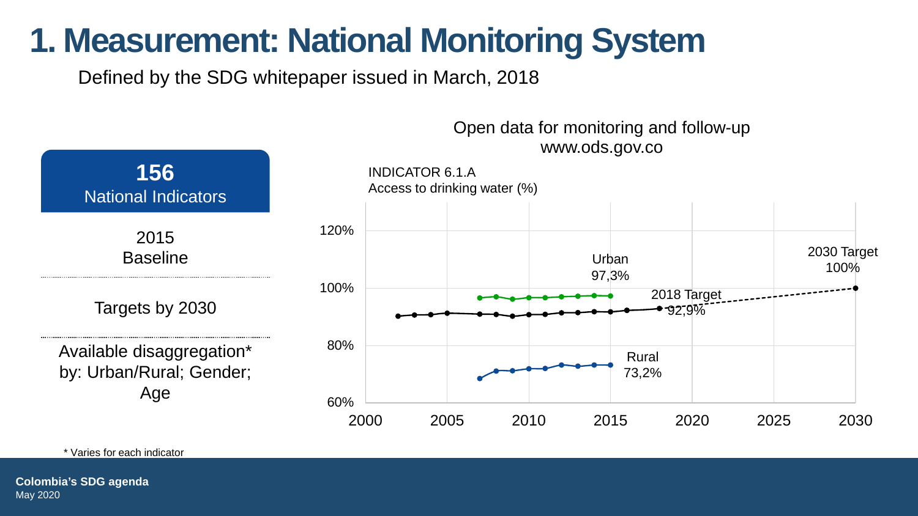# 1. Measurement: National Monitoring System

Defined by the SDG whitepaper issued in March, 2018

**156**
National Indicators

2015
Baseline

Targets by 2030

Available disaggregation*
by: Urban/Rural; Gender;
Age

Open data for monitoring and follow-up
www.ods.gov.co

INDICATOR 6.1.A
Access to drinking water (%)

Urban 97,3%

Rural 73,2%

2018 Target 92,9%

2030 Target 100%

\* Varies for each indicator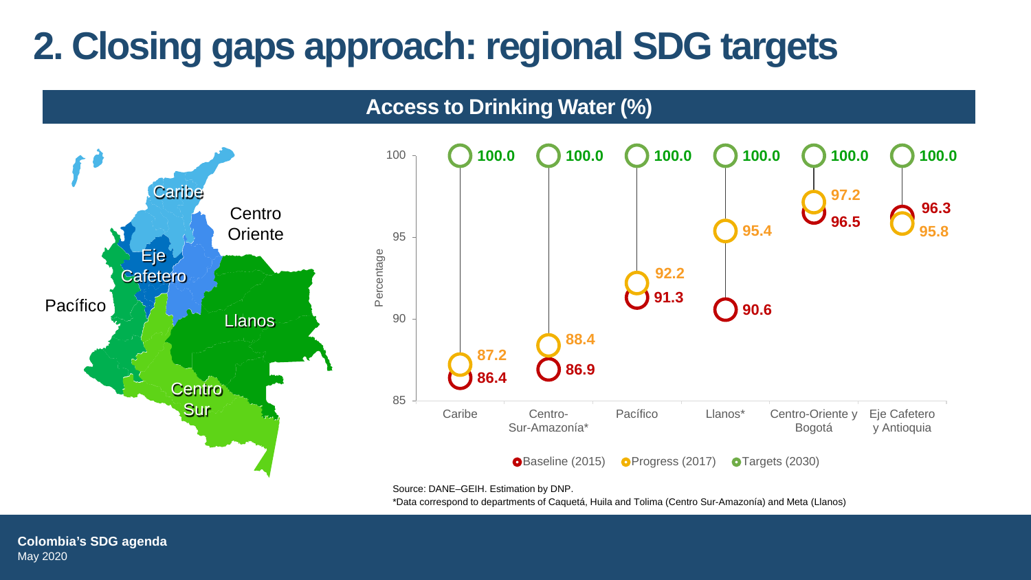# 2. Closing gaps approach: regional SDG targets

## Access to Drinking Water (%)

| Region | Baseline (2015) | Progress (2017) | Targets (2030) |
|---|---|---|---|
| Caribe | 86.4 | 87.2 | 100.0 |
| Centro-Sur-Amazonía* | 86.9 | 88.4 | 100.0 |
| Pacífico | 91.3 | 92.2 | 100.0 |
| Llanos* | 90.6 | 95.4 | 100.0 |
| Centro-Oriente y Bogotá | 96.5 | 97.2 | 100.0 |
| Eje Cafetero y Antioquia | 96.3 | 95.8 | 100.0 |

Source: DANE–GEIH. Estimation by DNP.

*Data correspond to departments of Caquetá, Huila and Tolima (Centro Sur-Amazonía) and Meta (Llanos)

**Colombia's SDG agenda**
May 2020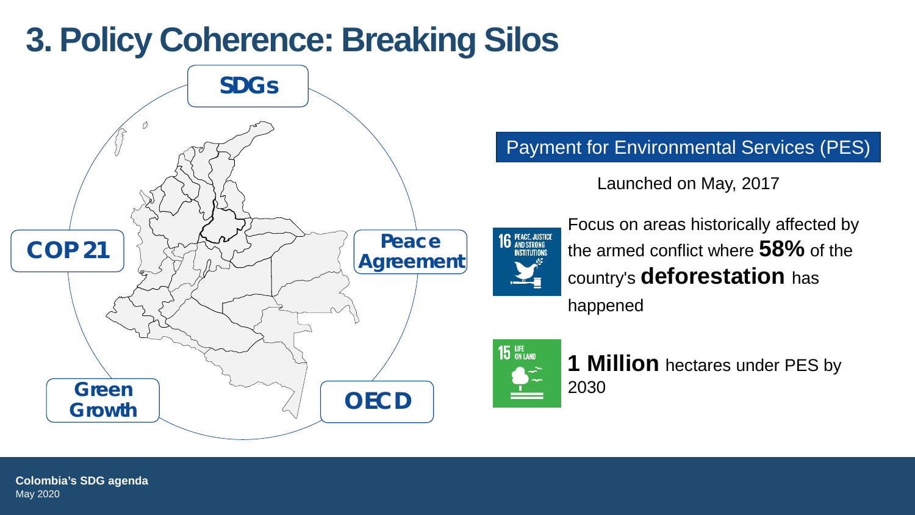# 3. Policy Coherence: Breaking Silos

SDGs

COP 21

Peace Agreement

Green Growth

OECD

## Payment for Environmental Services (PES)

Launched on May, 2017

16 PEACE, JUSTICE AND STRONG INSTITUTIONS

Focus on areas historically affected by the armed conflict where **58%** of the country's **deforestation** has happened

15 LIFE ON LAND

**1 Million** hectares under PES by 2030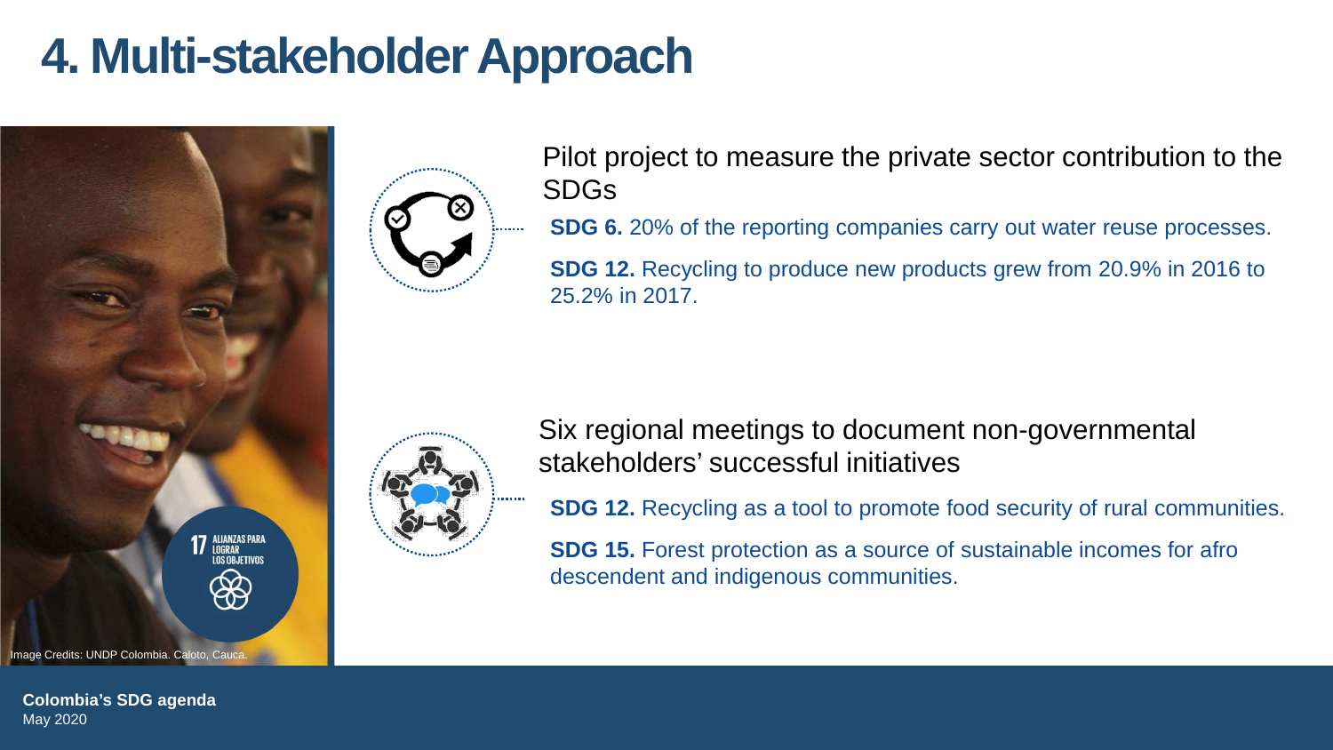# 4. Multi-stakeholder Approach

Pilot project to measure the private sector contribution to the SDGs

**SDG 6.** 20% of the reporting companies carry out water reuse processes.

**SDG 12.** Recycling to produce new products grew from 20.9% in 2016 to 25.2% in 2017.

Six regional meetings to document non-governmental stakeholders' successful initiatives

**SDG 12.** Recycling as a tool to promote food security of rural communities.

**SDG 15.** Forest protection as a source of sustainable incomes for afro descendent and indigenous communities.

17 ALIANZAS PARA LOGRAR LOS OBJETIVOS

Image Credits: UNDP Colombia. Caloto, Cauca.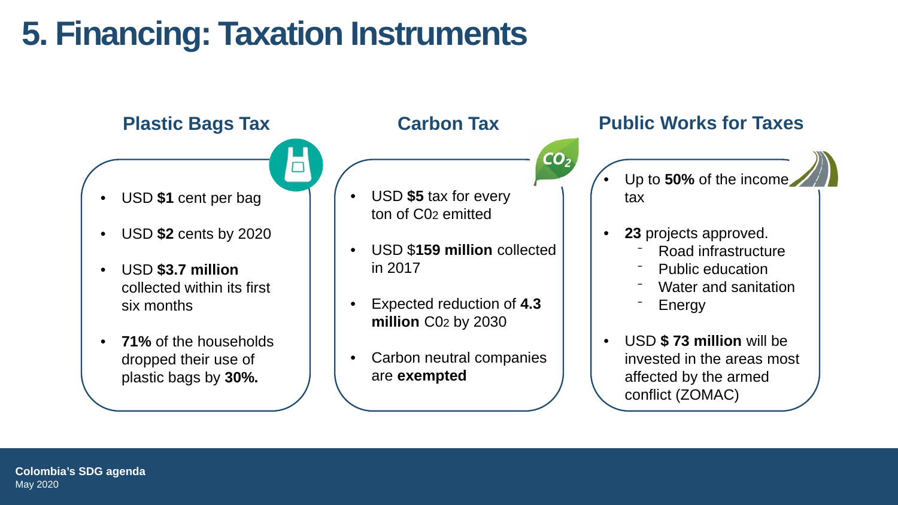# 5. Financing: Taxation Instruments

## Plastic Bags Tax

- USD **$1** cent per bag
- USD **$2** cents by 2020
- USD **$3.7 million** collected within its first six months
- **71%** of the households dropped their use of plastic bags by **30%.**

## Carbon Tax

- USD **$5** tax for every ton of $CO_2$ emitted
- USD $**159 million** collected in 2017
- Expected reduction of **4.3 million** $CO_2$ by 2030
- Carbon neutral companies are **exempted**

## Public Works for Taxes

- Up to **50%** of the income tax
- **23** projects approved.
  - Road infrastructure
  - Public education
  - Water and sanitation
  - Energy
- USD **$ 73 million** will be invested in the areas most affected by the armed conflict (ZOMAC)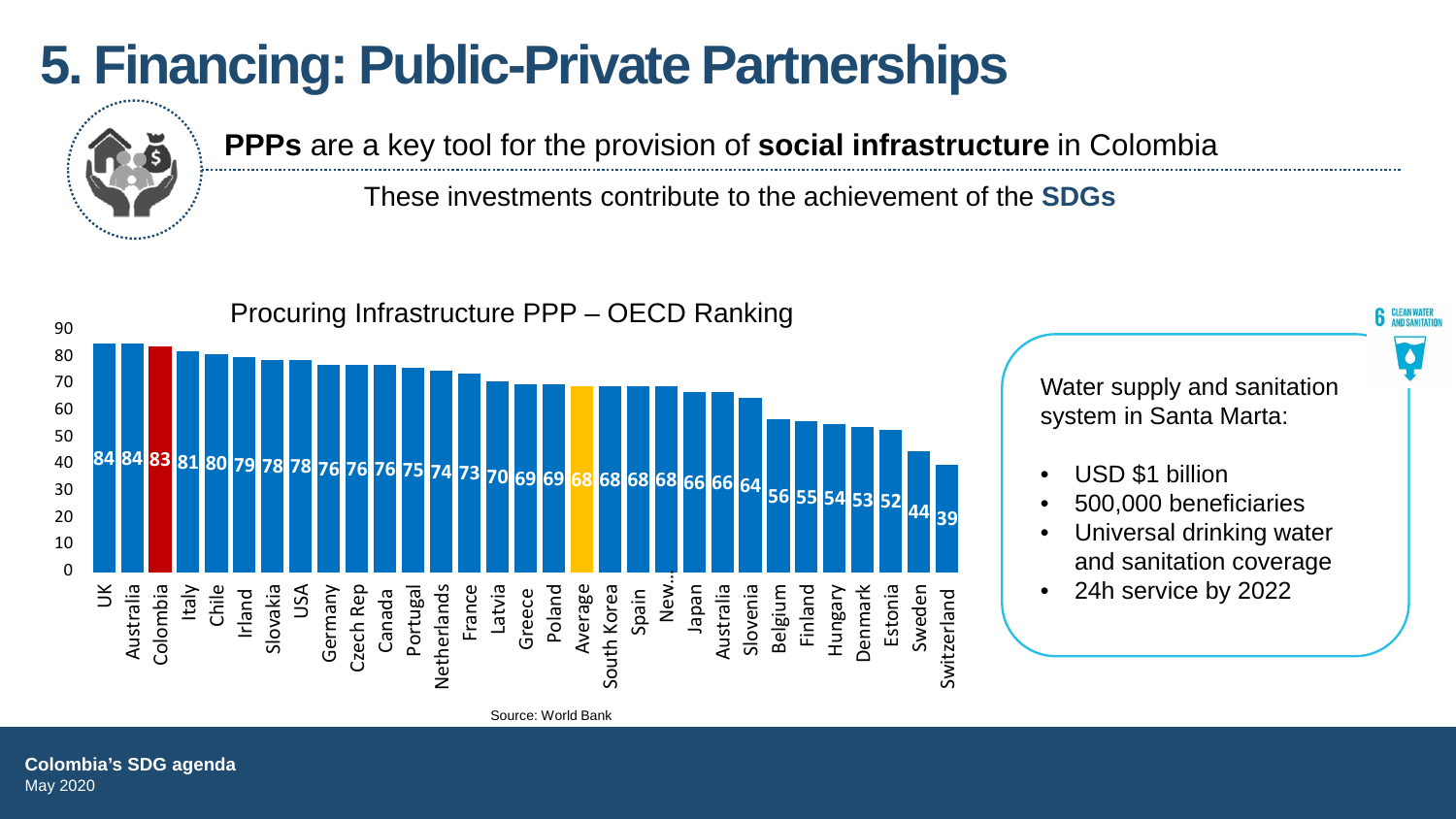# 5. Financing: Public-Private Partnerships

**PPPs** are a key tool for the provision of **social infrastructure** in Colombia

These investments contribute to the achievement of the **SDGs**

Procuring Infrastructure PPP – OECD Ranking

90
80
70
60
50
40
30
20
10
0

84 84 83 81 80 79 78 78 76 76 76 75 74 73 70 69 69 68 68 68 68 66 66 64 56 55 54 53 52 44 39

UK, Australia, Colombia, Italy, Chile, Irland, Slovakia, USA, Germany, Czech Rep, Canada, Portugal, Netherlands, France, Latvia, Greece, Poland, Average, South Korea, Spain, New…, Japan, Australia, Slovenia, Belgium, Finland, Hungary, Denmark, Estonia, Sweden, Switzerland

Source: World Bank

6 CLEAN WATER AND SANITATION

Water supply and sanitation system in Santa Marta:

- USD $1 billion
- 500,000 beneficiaries
- Universal drinking water and sanitation coverage
- 24h service by 2022

**Colombia's SDG agenda**
May 2020